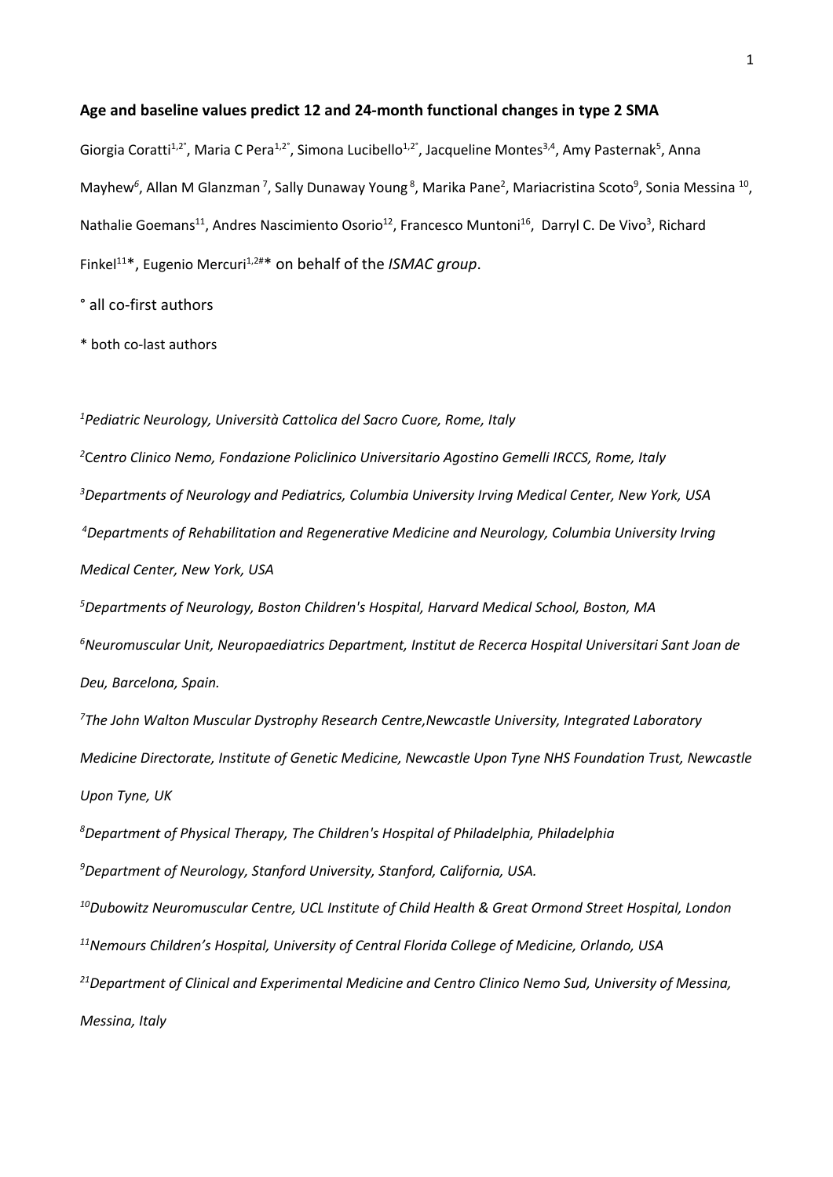**Age and baseline values predict 12 and 24-month functional changes in type 2 SMA**

Giorgia Coratti[1,2°], Maria C Pera[1,2°], Simona Lucibello[1,2°], Jacqueline Montes[3,4], Amy Pasternak[5], Anna Mayhew[6], Allan M Glanzman[7], Sally Dunaway Young[8], Marika Pane[2], Mariacristina Scoto[9], Sonia Messina[10], Nathalie Goemans[11], Andres Nascimiento Osorio[12], Francesco Muntoni[16], Darryl C. De Vivo[3], Richard Finkel[11]*, Eugenio Mercuri[1,2#]* on behalf of the *ISMAC group*.

° all co-first authors

* both co-last authors

[1]*Pediatric Neurology, Università Cattolica del Sacro Cuore, Rome, Italy*

[2]*Centro Clinico Nemo, Fondazione Policlinico Universitario Agostino Gemelli IRCCS, Rome, Italy*

[3]*Departments of Neurology and Pediatrics, Columbia University Irving Medical Center, New York, USA*

[4]*Departments of Rehabilitation and Regenerative Medicine and Neurology, Columbia University Irving Medical Center, New York, USA*

[5]*Departments of Neurology, Boston Children's Hospital, Harvard Medical School, Boston, MA*

[6]*Neuromuscular Unit, Neuropaediatrics Department, Institut de Recerca Hospital Universitari Sant Joan de Deu, Barcelona, Spain.*

[7]*The John Walton Muscular Dystrophy Research Centre,Newcastle University, Integrated Laboratory Medicine Directorate, Institute of Genetic Medicine, Newcastle Upon Tyne NHS Foundation Trust, Newcastle Upon Tyne, UK*

[8]*Department of Physical Therapy, The Children's Hospital of Philadelphia, Philadelphia*

[9]*Department of Neurology, Stanford University, Stanford, California, USA.*

[10]*Dubowitz Neuromuscular Centre, UCL Institute of Child Health & Great Ormond Street Hospital, London*

[11]*Nemours Children's Hospital, University of Central Florida College of Medicine, Orlando, USA*

[21]*Department of Clinical and Experimental Medicine and Centro Clinico Nemo Sud, University of Messina, Messina, Italy*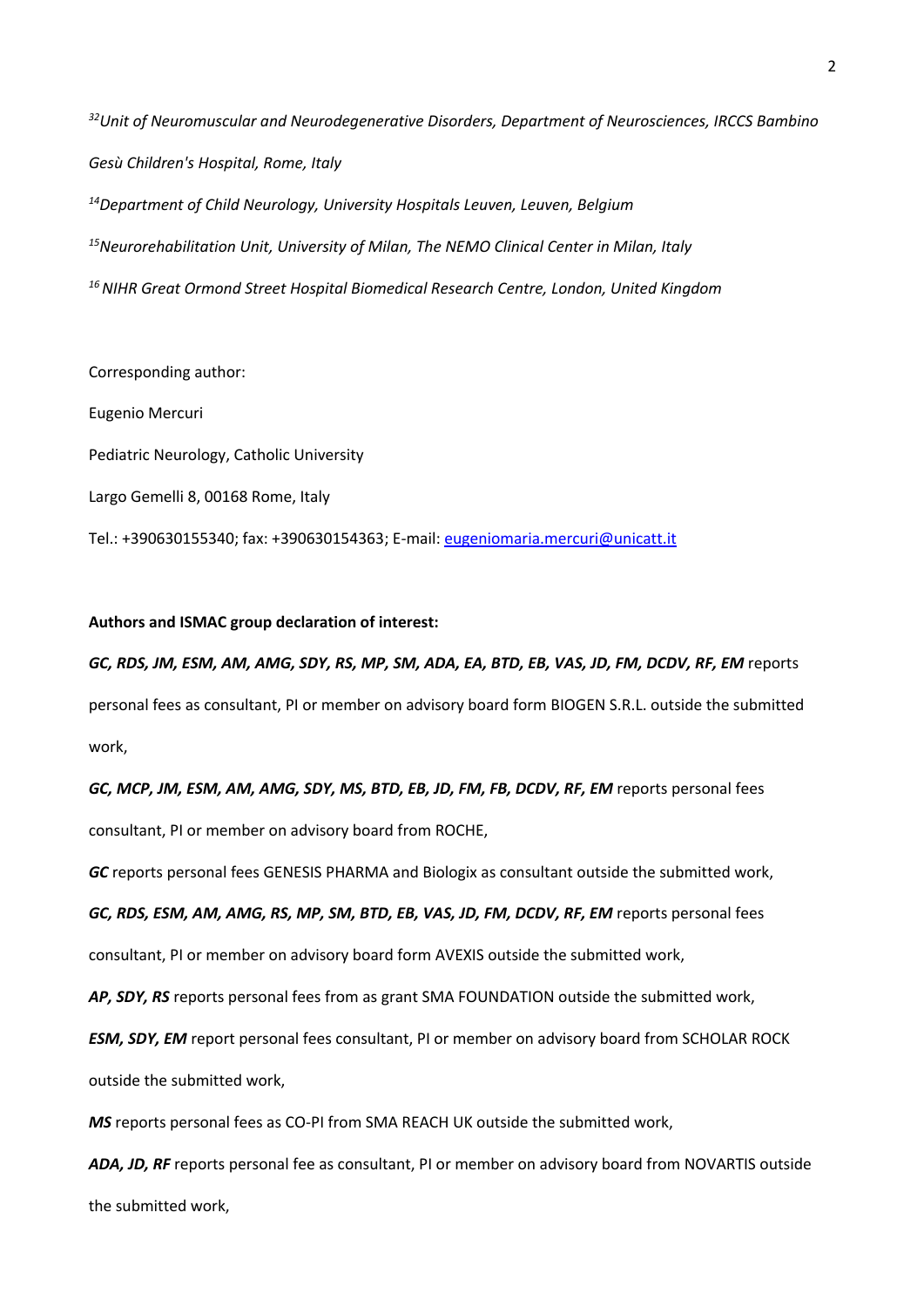[32]*Unit of Neuromuscular and Neurodegenerative Disorders, Department of Neurosciences, IRCCS Bambino Gesù Children's Hospital, Rome, Italy*

[14]*Department of Child Neurology, University Hospitals Leuven, Leuven, Belgium*

[15]*Neurorehabilitation Unit, University of Milan, The NEMO Clinical Center in Milan, Italy*

[16] *NIHR Great Ormond Street Hospital Biomedical Research Centre, London, United Kingdom*

Corresponding author:

Eugenio Mercuri

Pediatric Neurology, Catholic University

Largo Gemelli 8, 00168 Rome, Italy

Tel.: +390630155340; fax: +390630154363; E-mail: eugeniomaria.mercuri@unicatt.it

**Authors and ISMAC group declaration of interest:**

***GC, RDS, JM, ESM, AM, AMG, SDY, RS, MP, SM, ADA, EA, BTD, EB, VAS, JD, FM, DCDV, RF, EM*** reports personal fees as consultant, PI or member on advisory board form BIOGEN S.R.L. outside the submitted work,

***GC, MCP, JM, ESM, AM, AMG, SDY, MS, BTD, EB, JD, FM, FB, DCDV, RF, EM*** reports personal fees consultant, PI or member on advisory board from ROCHE,

***GC*** reports personal fees GENESIS PHARMA and Biologix as consultant outside the submitted work,

***GC, RDS, ESM, AM, AMG, RS, MP, SM, BTD, EB, VAS, JD, FM, DCDV, RF, EM*** reports personal fees consultant, PI or member on advisory board form AVEXIS outside the submitted work,

***AP, SDY, RS*** reports personal fees from as grant SMA FOUNDATION outside the submitted work,

***ESM, SDY, EM*** report personal fees consultant, PI or member on advisory board from SCHOLAR ROCK outside the submitted work,

***MS*** reports personal fees as CO-PI from SMA REACH UK outside the submitted work,

***ADA, JD, RF*** reports personal fee as consultant, PI or member on advisory board from NOVARTIS outside the submitted work,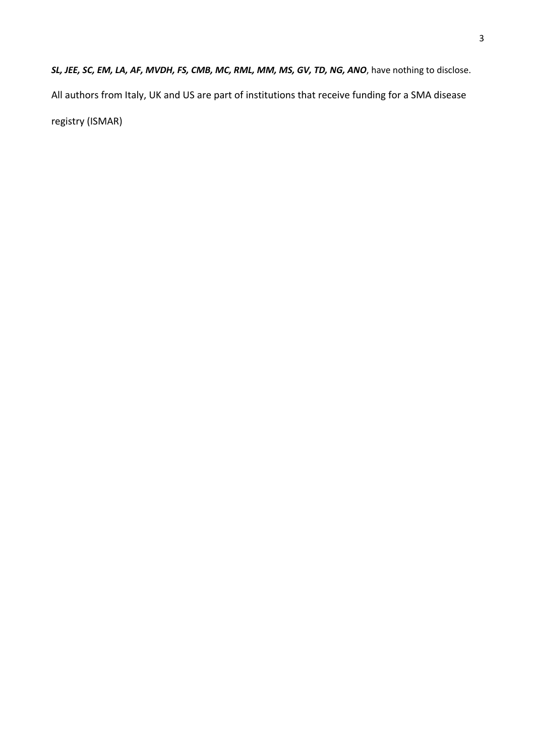***SL, JEE, SC, EM, LA, AF, MVDH, FS, CMB, MC, RML, MM, MS, GV, TD, NG, ANO***, have nothing to disclose.

All authors from Italy, UK and US are part of institutions that receive funding for a SMA disease registry (ISMAR)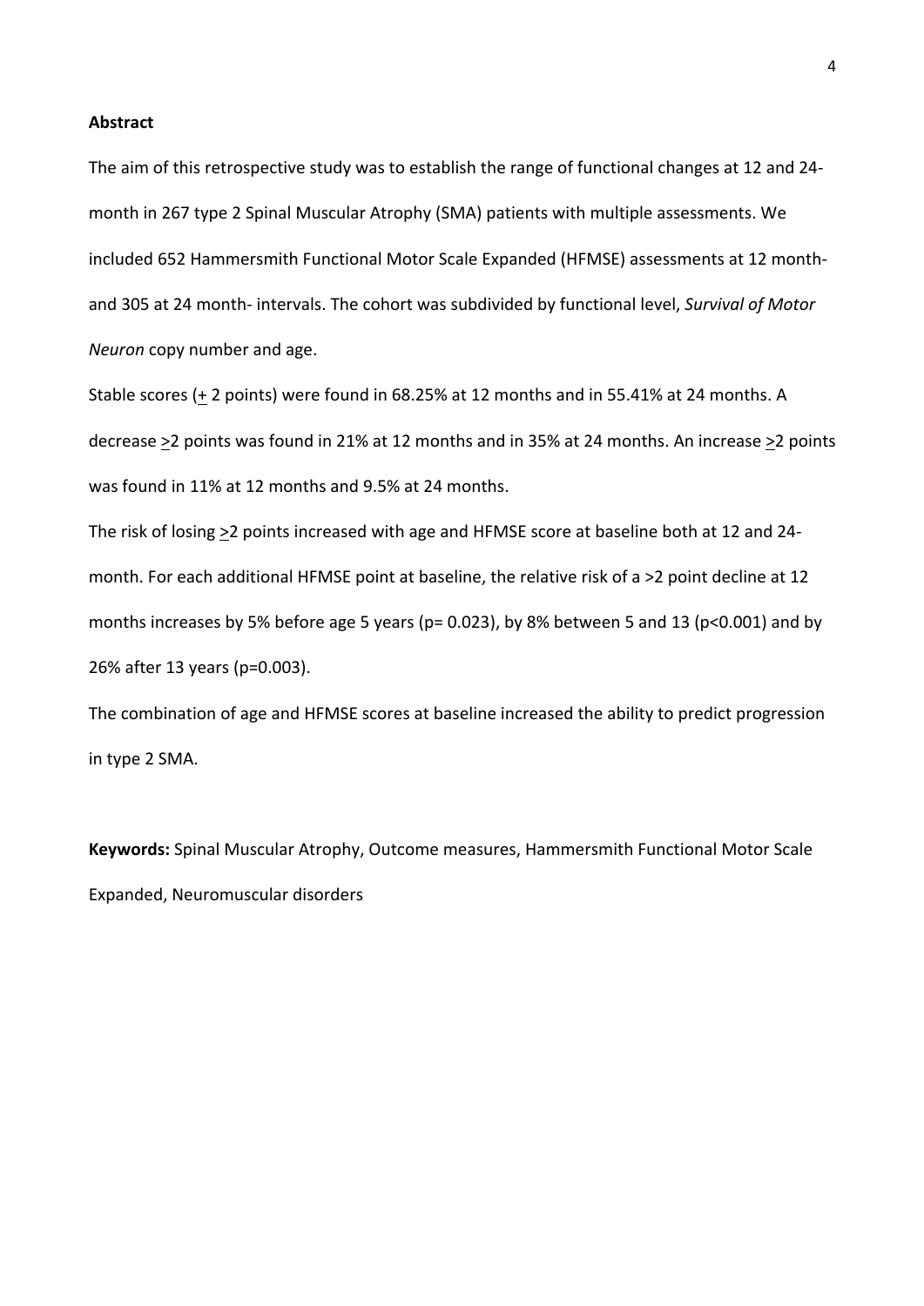**Abstract**

The aim of this retrospective study was to establish the range of functional changes at 12 and 24-month in 267 type 2 Spinal Muscular Atrophy (SMA) patients with multiple assessments. We included 652 Hammersmith Functional Motor Scale Expanded (HFMSE) assessments at 12 month- and 305 at 24 month- intervals. The cohort was subdivided by functional level, *Survival of Motor Neuron* copy number and age.

Stable scores (± 2 points) were found in 68.25% at 12 months and in 55.41% at 24 months. A decrease ≥2 points was found in 21% at 12 months and in 35% at 24 months. An increase ≥2 points was found in 11% at 12 months and 9.5% at 24 months.

The risk of losing ≥2 points increased with age and HFMSE score at baseline both at 12 and 24-month. For each additional HFMSE point at baseline, the relative risk of a >2 point decline at 12 months increases by 5% before age 5 years ($p = 0.023$), by 8% between 5 and 13 ($p < 0.001$) and by 26% after 13 years ($p = 0.003$).

The combination of age and HFMSE scores at baseline increased the ability to predict progression in type 2 SMA.

**Keywords:** Spinal Muscular Atrophy, Outcome measures, Hammersmith Functional Motor Scale Expanded, Neuromuscular disorders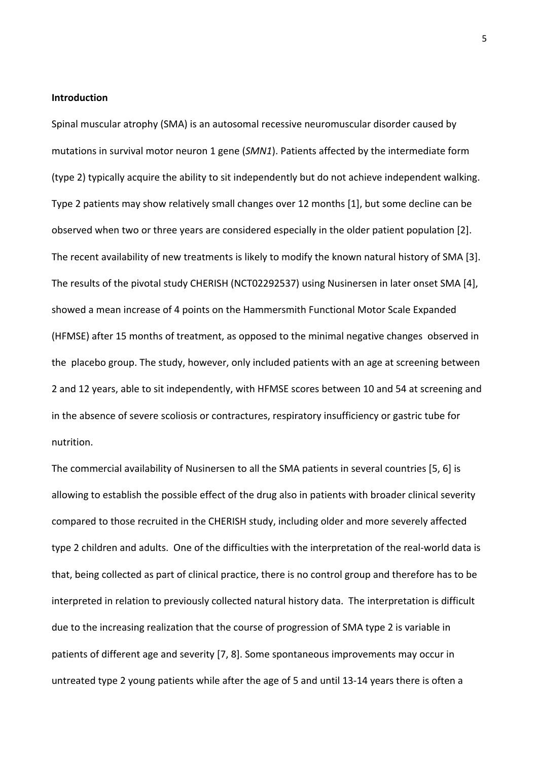**Introduction**

Spinal muscular atrophy (SMA) is an autosomal recessive neuromuscular disorder caused by mutations in survival motor neuron 1 gene (*SMN1*). Patients affected by the intermediate form (type 2) typically acquire the ability to sit independently but do not achieve independent walking. Type 2 patients may show relatively small changes over 12 months [1], but some decline can be observed when two or three years are considered especially in the older patient population [2]. The recent availability of new treatments is likely to modify the known natural history of SMA [3]. The results of the pivotal study CHERISH (NCT02292537) using Nusinersen in later onset SMA [4], showed a mean increase of 4 points on the Hammersmith Functional Motor Scale Expanded (HFMSE) after 15 months of treatment, as opposed to the minimal negative changes observed in the placebo group. The study, however, only included patients with an age at screening between 2 and 12 years, able to sit independently, with HFMSE scores between 10 and 54 at screening and in the absence of severe scoliosis or contractures, respiratory insufficiency or gastric tube for nutrition.

The commercial availability of Nusinersen to all the SMA patients in several countries [5, 6] is allowing to establish the possible effect of the drug also in patients with broader clinical severity compared to those recruited in the CHERISH study, including older and more severely affected type 2 children and adults. One of the difficulties with the interpretation of the real-world data is that, being collected as part of clinical practice, there is no control group and therefore has to be interpreted in relation to previously collected natural history data. The interpretation is difficult due to the increasing realization that the course of progression of SMA type 2 is variable in patients of different age and severity [7, 8]. Some spontaneous improvements may occur in untreated type 2 young patients while after the age of 5 and until 13-14 years there is often a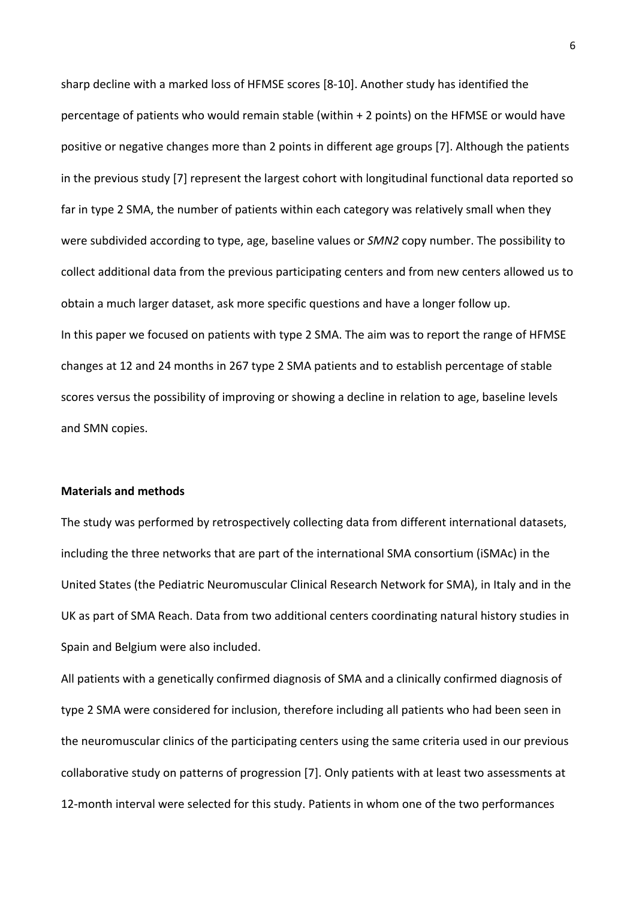sharp decline with a marked loss of HFMSE scores [8-10]. Another study has identified the percentage of patients who would remain stable (within + 2 points) on the HFMSE or would have positive or negative changes more than 2 points in different age groups [7]. Although the patients in the previous study [7] represent the largest cohort with longitudinal functional data reported so far in type 2 SMA, the number of patients within each category was relatively small when they were subdivided according to type, age, baseline values or *SMN2* copy number. The possibility to collect additional data from the previous participating centers and from new centers allowed us to obtain a much larger dataset, ask more specific questions and have a longer follow up.

In this paper we focused on patients with type 2 SMA. The aim was to report the range of HFMSE changes at 12 and 24 months in 267 type 2 SMA patients and to establish percentage of stable scores versus the possibility of improving or showing a decline in relation to age, baseline levels and SMN copies.

**Materials and methods**

The study was performed by retrospectively collecting data from different international datasets, including the three networks that are part of the international SMA consortium (iSMAc) in the United States (the Pediatric Neuromuscular Clinical Research Network for SMA), in Italy and in the UK as part of SMA Reach. Data from two additional centers coordinating natural history studies in Spain and Belgium were also included.

All patients with a genetically confirmed diagnosis of SMA and a clinically confirmed diagnosis of type 2 SMA were considered for inclusion, therefore including all patients who had been seen in the neuromuscular clinics of the participating centers using the same criteria used in our previous collaborative study on patterns of progression [7]. Only patients with at least two assessments at 12-month interval were selected for this study. Patients in whom one of the two performances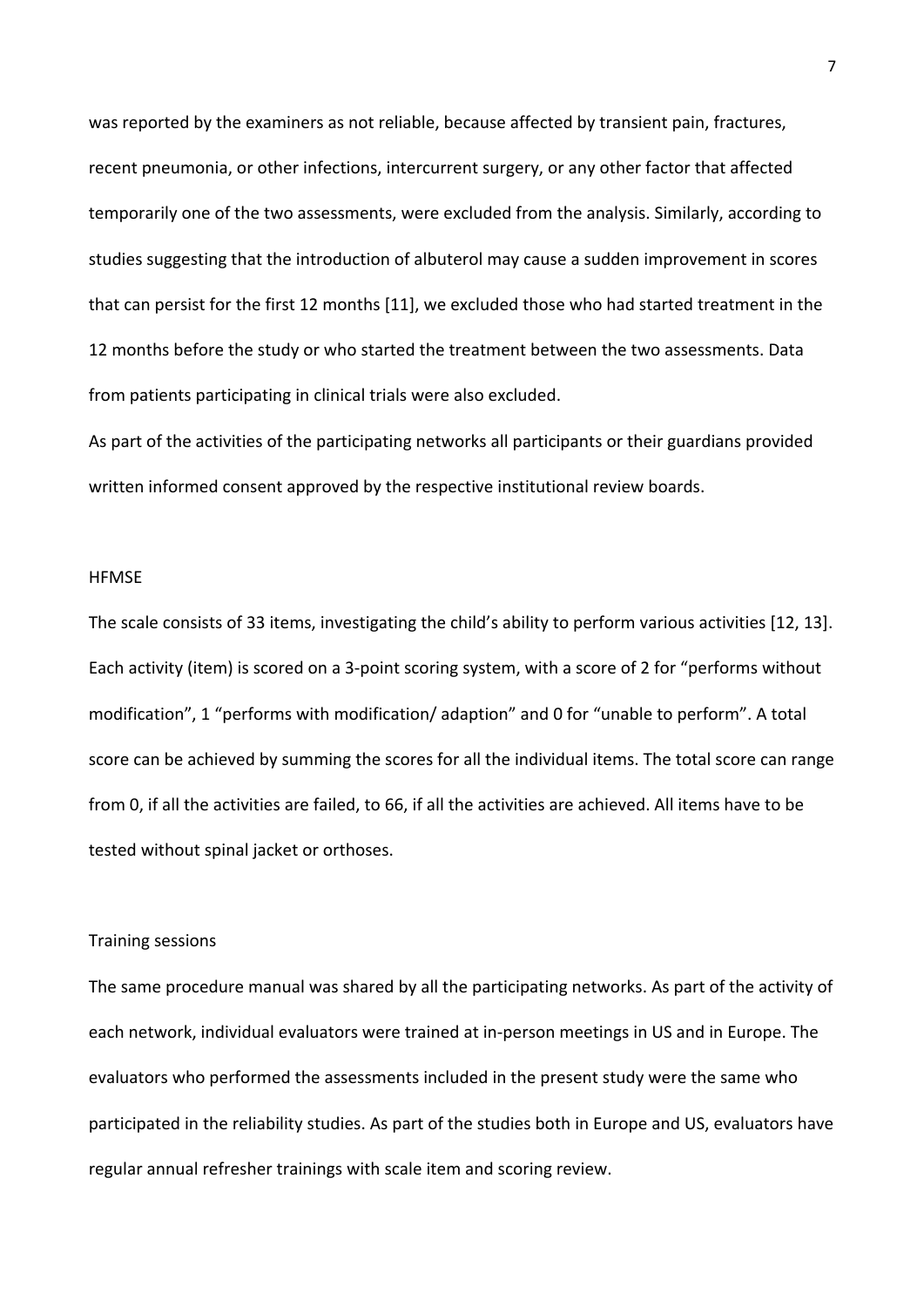was reported by the examiners as not reliable, because affected by transient pain, fractures, recent pneumonia, or other infections, intercurrent surgery, or any other factor that affected temporarily one of the two assessments, were excluded from the analysis. Similarly, according to studies suggesting that the introduction of albuterol may cause a sudden improvement in scores that can persist for the first 12 months [11], we excluded those who had started treatment in the 12 months before the study or who started the treatment between the two assessments. Data from patients participating in clinical trials were also excluded.

As part of the activities of the participating networks all participants or their guardians provided written informed consent approved by the respective institutional review boards.

## HFMSE

The scale consists of 33 items, investigating the child's ability to perform various activities [12, 13]. Each activity (item) is scored on a 3-point scoring system, with a score of 2 for "performs without modification", 1 "performs with modification/ adaption" and 0 for "unable to perform". A total score can be achieved by summing the scores for all the individual items. The total score can range from 0, if all the activities are failed, to 66, if all the activities are achieved. All items have to be tested without spinal jacket or orthoses.

## Training sessions

The same procedure manual was shared by all the participating networks. As part of the activity of each network, individual evaluators were trained at in-person meetings in US and in Europe. The evaluators who performed the assessments included in the present study were the same who participated in the reliability studies. As part of the studies both in Europe and US, evaluators have regular annual refresher trainings with scale item and scoring review.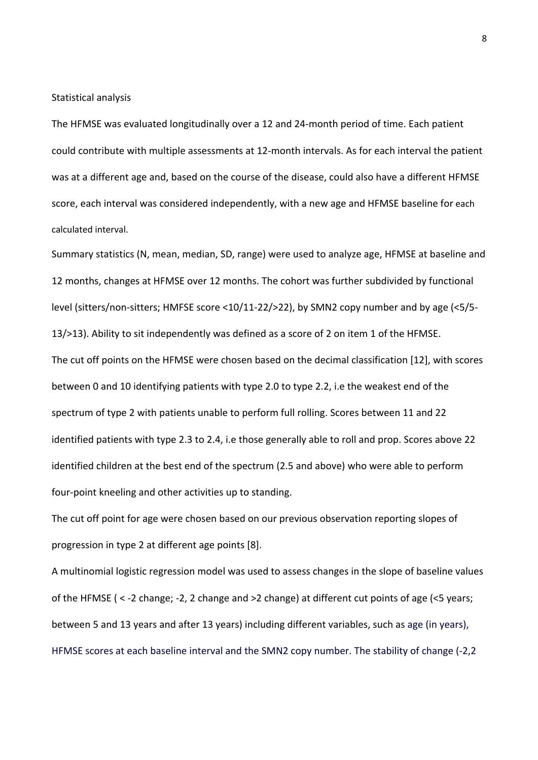Statistical analysis

The HFMSE was evaluated longitudinally over a 12 and 24-month period of time. Each patient could contribute with multiple assessments at 12-month intervals. As for each interval the patient was at a different age and, based on the course of the disease, could also have a different HFMSE score, each interval was considered independently, with a new age and HFMSE baseline for each calculated interval.

Summary statistics (N, mean, median, SD, range) were used to analyze age, HFMSE at baseline and 12 months, changes at HFMSE over 12 months. The cohort was further subdivided by functional level (sitters/non-sitters; HMFSE score <10/11-22/>22), by SMN2 copy number and by age (<5/5-13/>13). Ability to sit independently was defined as a score of 2 on item 1 of the HFMSE.

The cut off points on the HFMSE were chosen based on the decimal classification [12], with scores between 0 and 10 identifying patients with type 2.0 to type 2.2, i.e the weakest end of the spectrum of type 2 with patients unable to perform full rolling. Scores between 11 and 22 identified patients with type 2.3 to 2.4, i.e those generally able to roll and prop. Scores above 22 identified children at the best end of the spectrum (2.5 and above) who were able to perform four-point kneeling and other activities up to standing.

The cut off point for age were chosen based on our previous observation reporting slopes of progression in type 2 at different age points [8].

A multinomial logistic regression model was used to assess changes in the slope of baseline values of the HFMSE ( < -2 change; -2, 2 change and >2 change) at different cut points of age (<5 years; between 5 and 13 years and after 13 years) including different variables, such as age (in years), HFMSE scores at each baseline interval and the SMN2 copy number. The stability of change (-2,2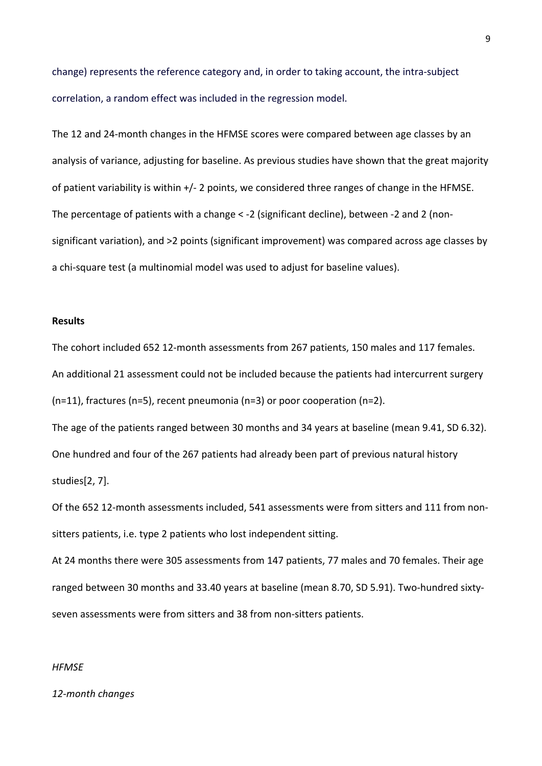change) represents the reference category and, in order to taking account, the intra-subject correlation, a random effect was included in the regression model.

The 12 and 24-month changes in the HFMSE scores were compared between age classes by an analysis of variance, adjusting for baseline. As previous studies have shown that the great majority of patient variability is within +/- 2 points, we considered three ranges of change in the HFMSE. The percentage of patients with a change < -2 (significant decline), between -2 and 2 (non-significant variation), and >2 points (significant improvement) was compared across age classes by a chi-square test (a multinomial model was used to adjust for baseline values).

**Results**

The cohort included 652 12-month assessments from 267 patients, 150 males and 117 females. An additional 21 assessment could not be included because the patients had intercurrent surgery (n=11), fractures (n=5), recent pneumonia (n=3) or poor cooperation (n=2).

The age of the patients ranged between 30 months and 34 years at baseline (mean 9.41, SD 6.32). One hundred and four of the 267 patients had already been part of previous natural history studies[2, 7].

Of the 652 12-month assessments included, 541 assessments were from sitters and 111 from non-sitters patients, i.e. type 2 patients who lost independent sitting.

At 24 months there were 305 assessments from 147 patients, 77 males and 70 females. Their age ranged between 30 months and 33.40 years at baseline (mean 8.70, SD 5.91). Two-hundred sixty-seven assessments were from sitters and 38 from non-sitters patients.

*HFMSE*

*12-month changes*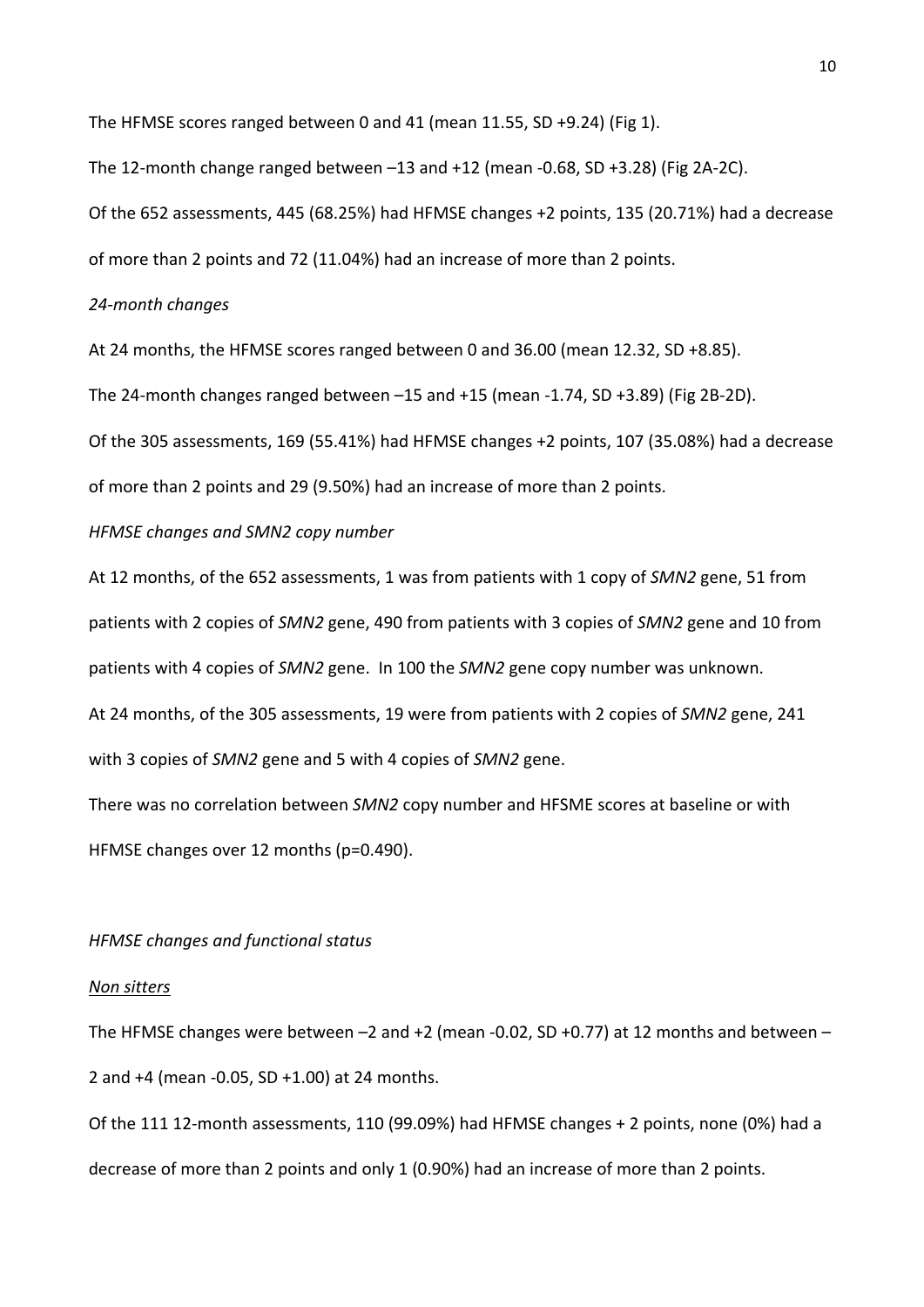The HFMSE scores ranged between 0 and 41 (mean 11.55, SD +9.24) (Fig 1).

The 12-month change ranged between –13 and +12 (mean -0.68, SD +3.28) (Fig 2A-2C).

Of the 652 assessments, 445 (68.25%) had HFMSE changes +2 points, 135 (20.71%) had a decrease of more than 2 points and 72 (11.04%) had an increase of more than 2 points.

*24-month changes*

At 24 months, the HFMSE scores ranged between 0 and 36.00 (mean 12.32, SD +8.85).

The 24-month changes ranged between –15 and +15 (mean -1.74, SD +3.89) (Fig 2B-2D).

Of the 305 assessments, 169 (55.41%) had HFMSE changes +2 points, 107 (35.08%) had a decrease of more than 2 points and 29 (9.50%) had an increase of more than 2 points.

*HFMSE changes and SMN2 copy number*

At 12 months, of the 652 assessments, 1 was from patients with 1 copy of *SMN2* gene, 51 from patients with 2 copies of *SMN2* gene, 490 from patients with 3 copies of *SMN2* gene and 10 from patients with 4 copies of *SMN2* gene. In 100 the *SMN2* gene copy number was unknown.

At 24 months, of the 305 assessments, 19 were from patients with 2 copies of *SMN2* gene, 241 with 3 copies of *SMN2* gene and 5 with 4 copies of *SMN2* gene.

There was no correlation between *SMN2* copy number and HFSME scores at baseline or with HFMSE changes over 12 months (p=0.490).

*HFMSE changes and functional status*

<u>*Non sitters*</u>

The HFMSE changes were between –2 and +2 (mean -0.02, SD +0.77) at 12 months and between –2 and +4 (mean -0.05, SD +1.00) at 24 months.

Of the 111 12-month assessments, 110 (99.09%) had HFMSE changes + 2 points, none (0%) had a decrease of more than 2 points and only 1 (0.90%) had an increase of more than 2 points.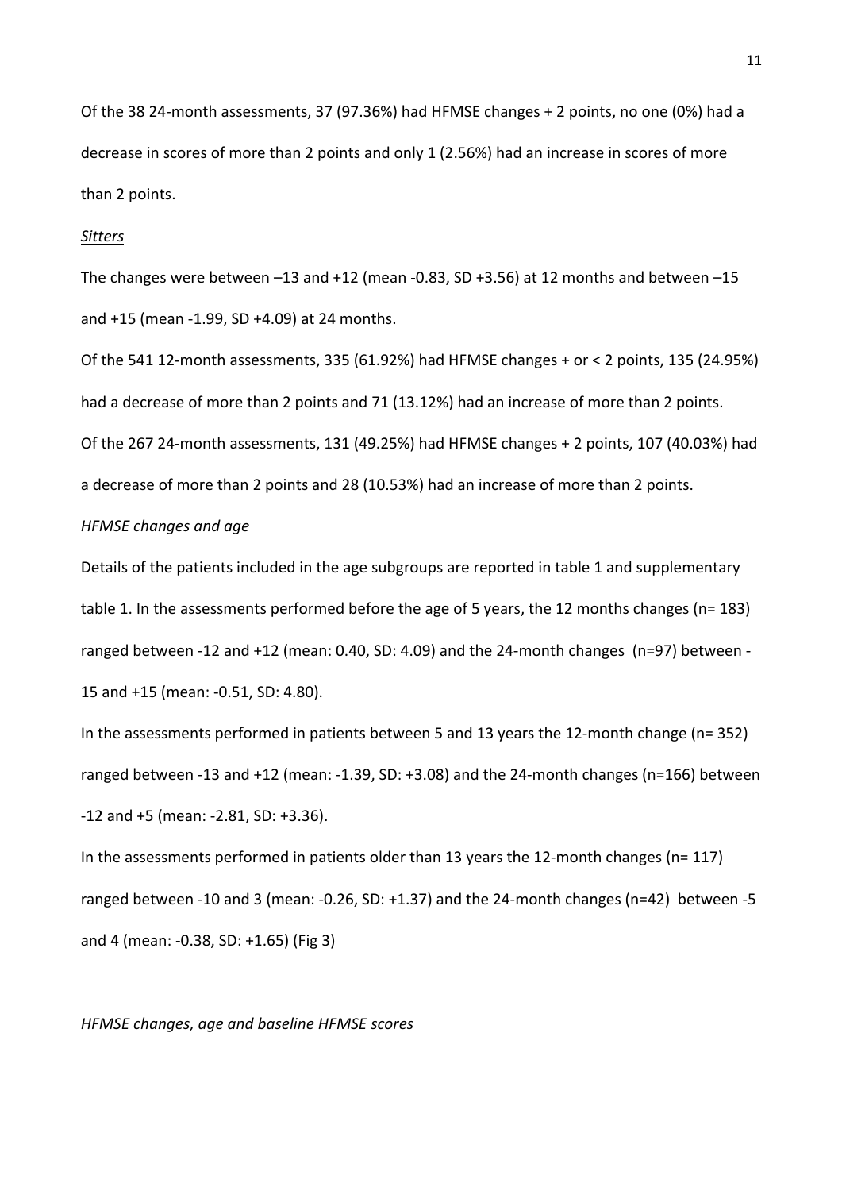Of the 38 24-month assessments, 37 (97.36%) had HFMSE changes + 2 points, no one (0%) had a decrease in scores of more than 2 points and only 1 (2.56%) had an increase in scores of more than 2 points.

*Sitters*

The changes were between –13 and +12 (mean -0.83, SD +3.56) at 12 months and between –15 and +15 (mean -1.99, SD +4.09) at 24 months.

Of the 541 12-month assessments, 335 (61.92%) had HFMSE changes + or < 2 points, 135 (24.95%) had a decrease of more than 2 points and 71 (13.12%) had an increase of more than 2 points.

Of the 267 24-month assessments, 131 (49.25%) had HFMSE changes + 2 points, 107 (40.03%) had a decrease of more than 2 points and 28 (10.53%) had an increase of more than 2 points.

*HFMSE changes and age*

Details of the patients included in the age subgroups are reported in table 1 and supplementary table 1. In the assessments performed before the age of 5 years, the 12 months changes (n= 183) ranged between -12 and +12 (mean: 0.40, SD: 4.09) and the 24-month changes (n=97) between -15 and +15 (mean: -0.51, SD: 4.80).

In the assessments performed in patients between 5 and 13 years the 12-month change (n= 352) ranged between -13 and +12 (mean: -1.39, SD: +3.08) and the 24-month changes (n=166) between -12 and +5 (mean: -2.81, SD: +3.36).

In the assessments performed in patients older than 13 years the 12-month changes (n= 117) ranged between -10 and 3 (mean: -0.26, SD: +1.37) and the 24-month changes (n=42) between -5 and 4 (mean: -0.38, SD: +1.65) (Fig 3)

*HFMSE changes, age and baseline HFMSE scores*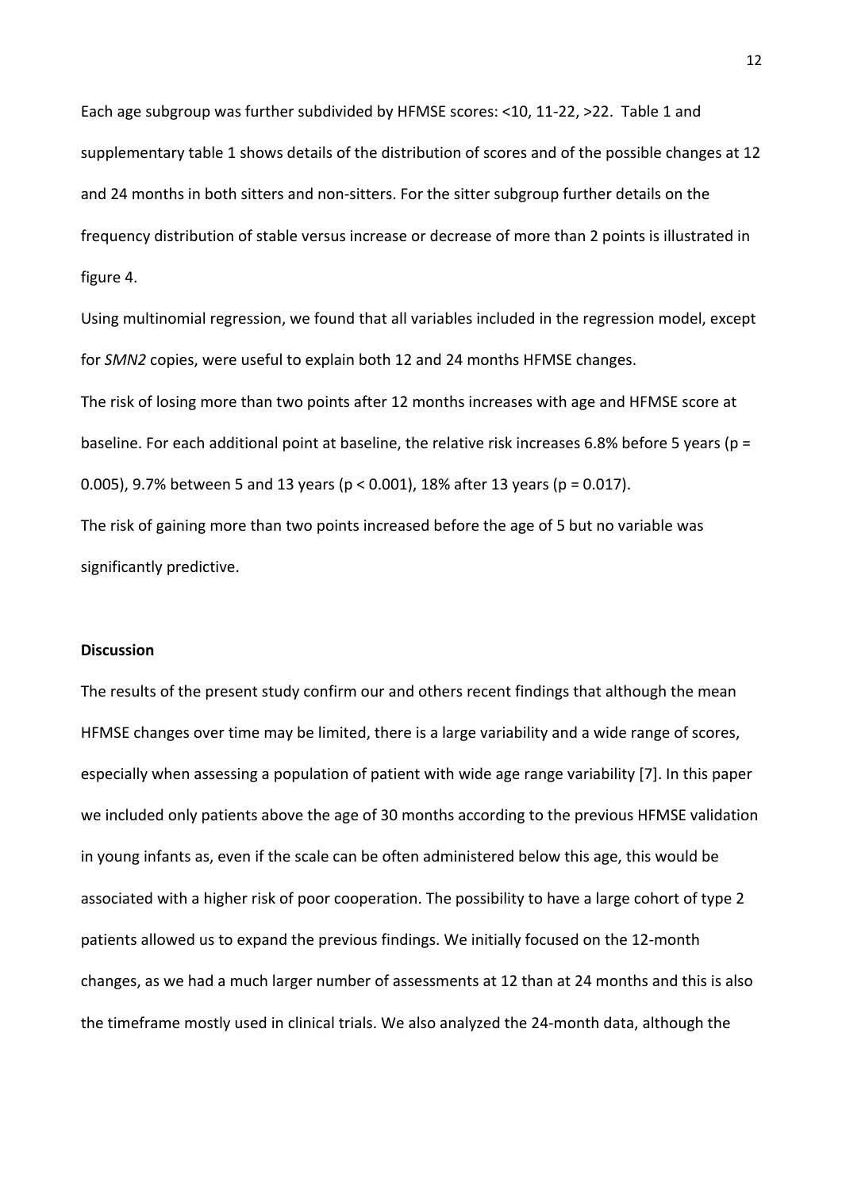Each age subgroup was further subdivided by HFMSE scores: <10, 11-22, >22. Table 1 and supplementary table 1 shows details of the distribution of scores and of the possible changes at 12 and 24 months in both sitters and non-sitters. For the sitter subgroup further details on the frequency distribution of stable versus increase or decrease of more than 2 points is illustrated in figure 4.

Using multinomial regression, we found that all variables included in the regression model, except for *SMN2* copies, were useful to explain both 12 and 24 months HFMSE changes.

The risk of losing more than two points after 12 months increases with age and HFMSE score at baseline. For each additional point at baseline, the relative risk increases 6.8% before 5 years ($p = 0.005$), 9.7% between 5 and 13 years ($p < 0.001$), 18% after 13 years ($p = 0.017$).

The risk of gaining more than two points increased before the age of 5 but no variable was significantly predictive.

**Discussion**

The results of the present study confirm our and others recent findings that although the mean HFMSE changes over time may be limited, there is a large variability and a wide range of scores, especially when assessing a population of patient with wide age range variability [7]. In this paper we included only patients above the age of 30 months according to the previous HFMSE validation in young infants as, even if the scale can be often administered below this age, this would be associated with a higher risk of poor cooperation. The possibility to have a large cohort of type 2 patients allowed us to expand the previous findings. We initially focused on the 12-month changes, as we had a much larger number of assessments at 12 than at 24 months and this is also the timeframe mostly used in clinical trials. We also analyzed the 24-month data, although the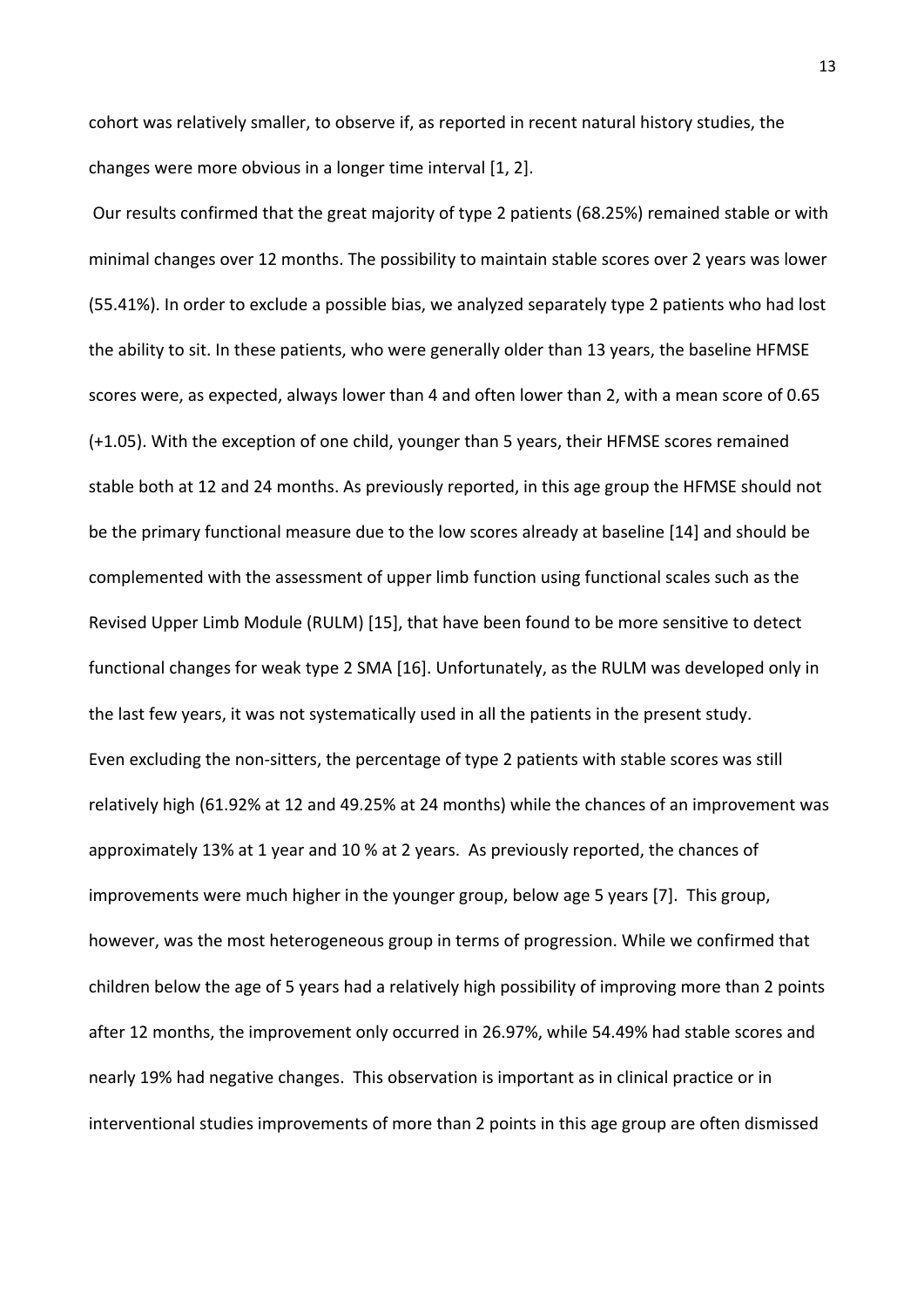cohort was relatively smaller, to observe if, as reported in recent natural history studies, the changes were more obvious in a longer time interval [1, 2].

Our results confirmed that the great majority of type 2 patients (68.25%) remained stable or with minimal changes over 12 months. The possibility to maintain stable scores over 2 years was lower (55.41%). In order to exclude a possible bias, we analyzed separately type 2 patients who had lost the ability to sit. In these patients, who were generally older than 13 years, the baseline HFMSE scores were, as expected, always lower than 4 and often lower than 2, with a mean score of 0.65 (+1.05). With the exception of one child, younger than 5 years, their HFMSE scores remained stable both at 12 and 24 months. As previously reported, in this age group the HFMSE should not be the primary functional measure due to the low scores already at baseline [14] and should be complemented with the assessment of upper limb function using functional scales such as the Revised Upper Limb Module (RULM) [15], that have been found to be more sensitive to detect functional changes for weak type 2 SMA [16]. Unfortunately, as the RULM was developed only in the last few years, it was not systematically used in all the patients in the present study.

Even excluding the non-sitters, the percentage of type 2 patients with stable scores was still relatively high (61.92% at 12 and 49.25% at 24 months) while the chances of an improvement was approximately 13% at 1 year and 10 % at 2 years. As previously reported, the chances of improvements were much higher in the younger group, below age 5 years [7]. This group, however, was the most heterogeneous group in terms of progression. While we confirmed that children below the age of 5 years had a relatively high possibility of improving more than 2 points after 12 months, the improvement only occurred in 26.97%, while 54.49% had stable scores and nearly 19% had negative changes. This observation is important as in clinical practice or in interventional studies improvements of more than 2 points in this age group are often dismissed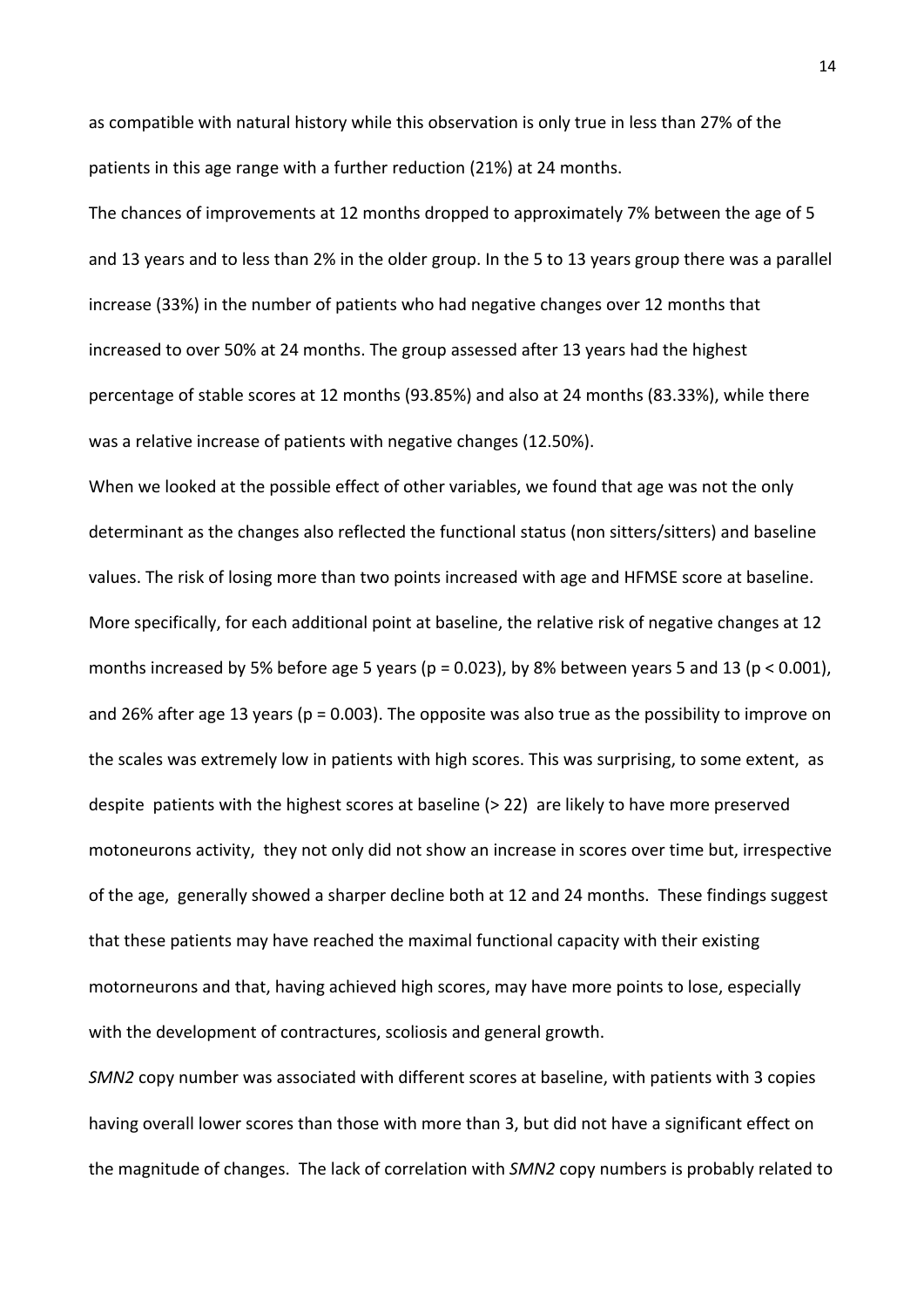as compatible with natural history while this observation is only true in less than 27% of the patients in this age range with a further reduction (21%) at 24 months.

The chances of improvements at 12 months dropped to approximately 7% between the age of 5 and 13 years and to less than 2% in the older group. In the 5 to 13 years group there was a parallel increase (33%) in the number of patients who had negative changes over 12 months that increased to over 50% at 24 months. The group assessed after 13 years had the highest percentage of stable scores at 12 months (93.85%) and also at 24 months (83.33%), while there was a relative increase of patients with negative changes (12.50%).

When we looked at the possible effect of other variables, we found that age was not the only determinant as the changes also reflected the functional status (non sitters/sitters) and baseline values. The risk of losing more than two points increased with age and HFMSE score at baseline. More specifically, for each additional point at baseline, the relative risk of negative changes at 12 months increased by 5% before age 5 years ($p = 0.023$), by 8% between years 5 and 13 ($p < 0.001$), and 26% after age 13 years ($p = 0.003$). The opposite was also true as the possibility to improve on the scales was extremely low in patients with high scores. This was surprising, to some extent, as despite patients with the highest scores at baseline (> 22) are likely to have more preserved motoneurons activity, they not only did not show an increase in scores over time but, irrespective of the age, generally showed a sharper decline both at 12 and 24 months. These findings suggest that these patients may have reached the maximal functional capacity with their existing motorneurons and that, having achieved high scores, may have more points to lose, especially with the development of contractures, scoliosis and general growth.

*SMN2* copy number was associated with different scores at baseline, with patients with 3 copies having overall lower scores than those with more than 3, but did not have a significant effect on the magnitude of changes. The lack of correlation with *SMN2* copy numbers is probably related to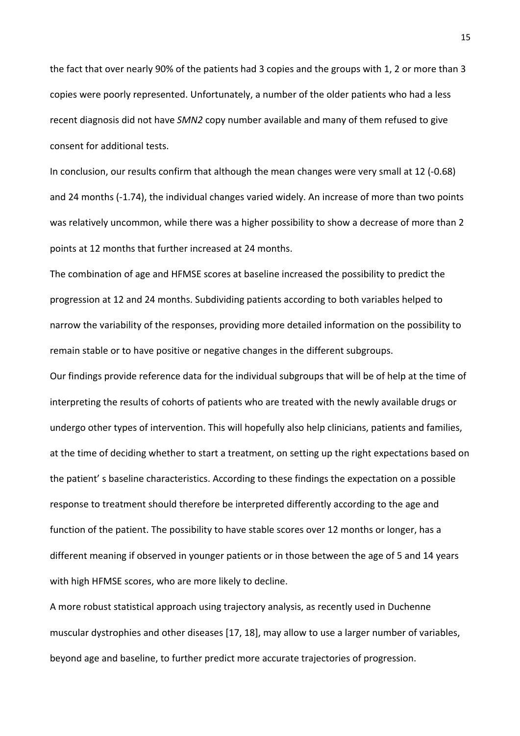the fact that over nearly 90% of the patients had 3 copies and the groups with 1, 2 or more than 3 copies were poorly represented. Unfortunately, a number of the older patients who had a less recent diagnosis did not have *SMN2* copy number available and many of them refused to give consent for additional tests.

In conclusion, our results confirm that although the mean changes were very small at 12 (-0.68) and 24 months (-1.74), the individual changes varied widely. An increase of more than two points was relatively uncommon, while there was a higher possibility to show a decrease of more than 2 points at 12 months that further increased at 24 months.

The combination of age and HFMSE scores at baseline increased the possibility to predict the progression at 12 and 24 months. Subdividing patients according to both variables helped to narrow the variability of the responses, providing more detailed information on the possibility to remain stable or to have positive or negative changes in the different subgroups.

Our findings provide reference data for the individual subgroups that will be of help at the time of interpreting the results of cohorts of patients who are treated with the newly available drugs or undergo other types of intervention. This will hopefully also help clinicians, patients and families, at the time of deciding whether to start a treatment, on setting up the right expectations based on the patient' s baseline characteristics. According to these findings the expectation on a possible response to treatment should therefore be interpreted differently according to the age and function of the patient. The possibility to have stable scores over 12 months or longer, has a different meaning if observed in younger patients or in those between the age of 5 and 14 years with high HFMSE scores, who are more likely to decline.

A more robust statistical approach using trajectory analysis, as recently used in Duchenne muscular dystrophies and other diseases [17, 18], may allow to use a larger number of variables, beyond age and baseline, to further predict more accurate trajectories of progression.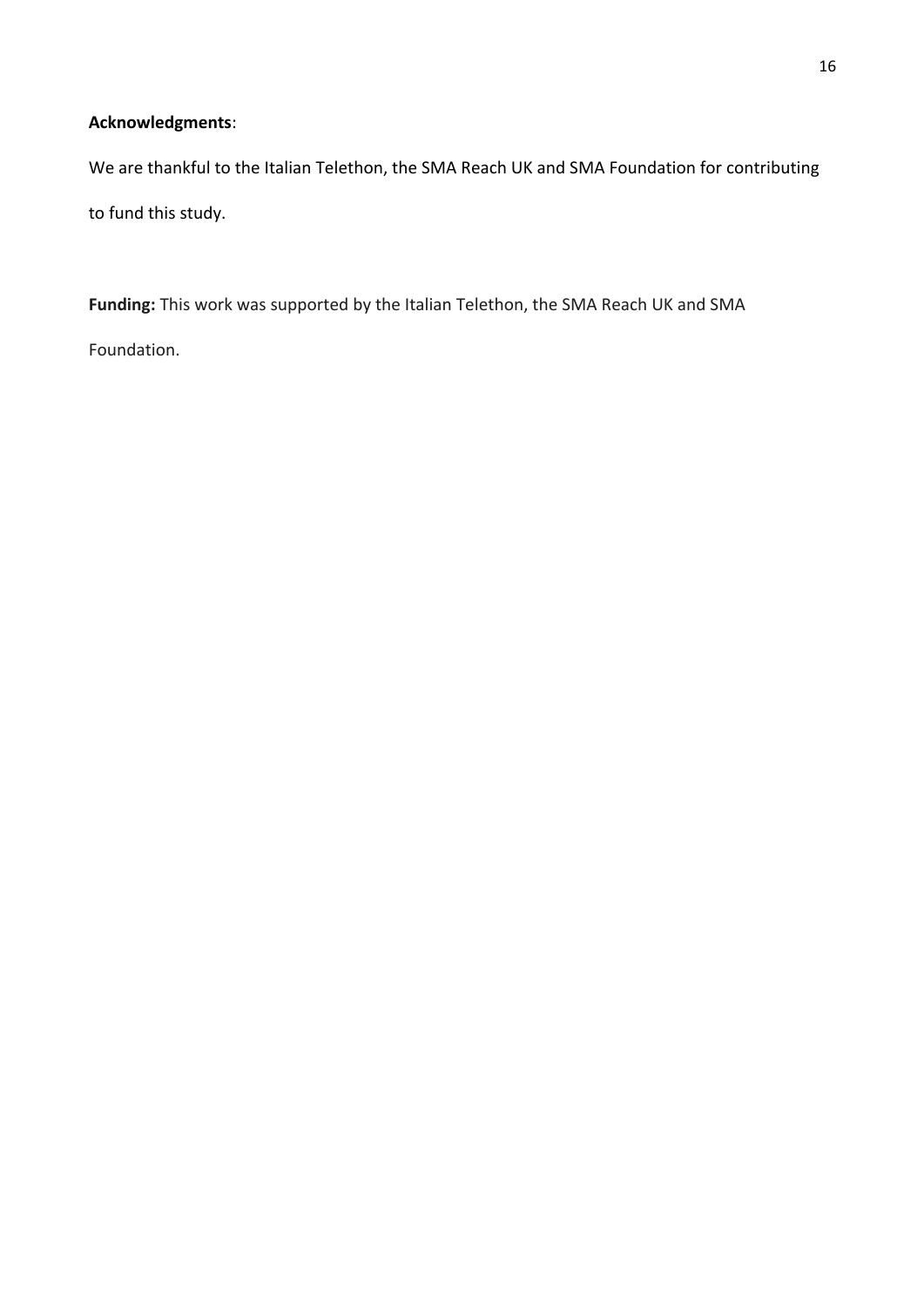**Acknowledgments**:

We are thankful to the Italian Telethon, the SMA Reach UK and SMA Foundation for contributing to fund this study.

**Funding:** This work was supported by the Italian Telethon, the SMA Reach UK and SMA Foundation.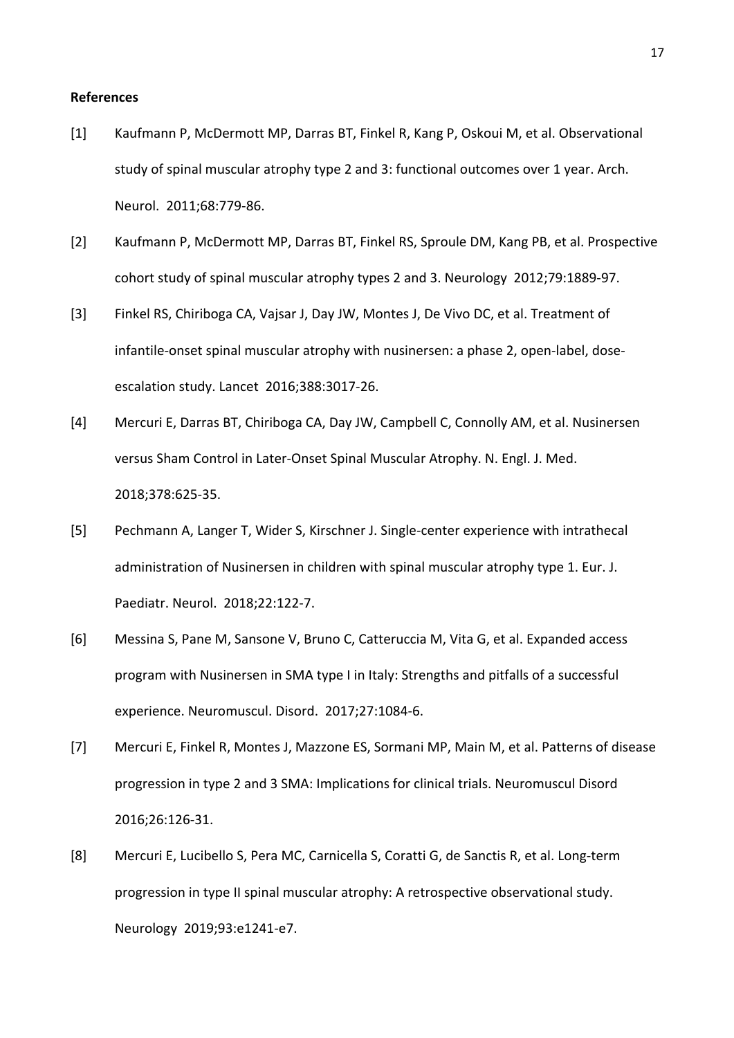**References**

[1] Kaufmann P, McDermott MP, Darras BT, Finkel R, Kang P, Oskoui M, et al. Observational study of spinal muscular atrophy type 2 and 3: functional outcomes over 1 year. Arch. Neurol. 2011;68:779-86.

[2] Kaufmann P, McDermott MP, Darras BT, Finkel RS, Sproule DM, Kang PB, et al. Prospective cohort study of spinal muscular atrophy types 2 and 3. Neurology 2012;79:1889-97.

[3] Finkel RS, Chiriboga CA, Vajsar J, Day JW, Montes J, De Vivo DC, et al. Treatment of infantile-onset spinal muscular atrophy with nusinersen: a phase 2, open-label, dose-escalation study. Lancet 2016;388:3017-26.

[4] Mercuri E, Darras BT, Chiriboga CA, Day JW, Campbell C, Connolly AM, et al. Nusinersen versus Sham Control in Later-Onset Spinal Muscular Atrophy. N. Engl. J. Med. 2018;378:625-35.

[5] Pechmann A, Langer T, Wider S, Kirschner J. Single-center experience with intrathecal administration of Nusinersen in children with spinal muscular atrophy type 1. Eur. J. Paediatr. Neurol. 2018;22:122-7.

[6] Messina S, Pane M, Sansone V, Bruno C, Catteruccia M, Vita G, et al. Expanded access program with Nusinersen in SMA type I in Italy: Strengths and pitfalls of a successful experience. Neuromuscul. Disord. 2017;27:1084-6.

[7] Mercuri E, Finkel R, Montes J, Mazzone ES, Sormani MP, Main M, et al. Patterns of disease progression in type 2 and 3 SMA: Implications for clinical trials. Neuromuscul Disord 2016;26:126-31.

[8] Mercuri E, Lucibello S, Pera MC, Carnicella S, Coratti G, de Sanctis R, et al. Long-term progression in type II spinal muscular atrophy: A retrospective observational study. Neurology 2019;93:e1241-e7.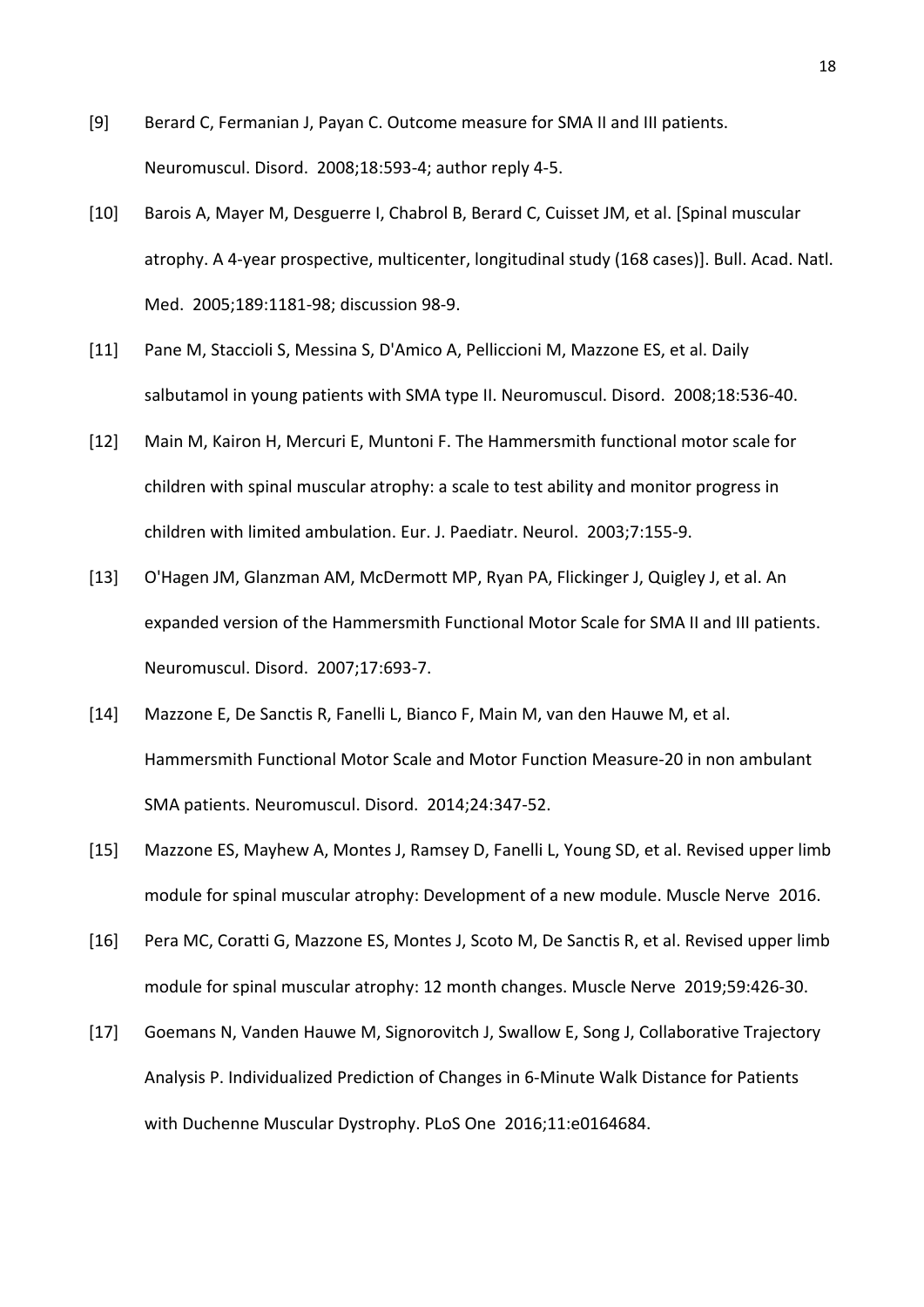[9] Berard C, Fermanian J, Payan C. Outcome measure for SMA II and III patients. Neuromuscul. Disord. 2008;18:593-4; author reply 4-5.

[10] Barois A, Mayer M, Desguerre I, Chabrol B, Berard C, Cuisset JM, et al. [Spinal muscular atrophy. A 4-year prospective, multicenter, longitudinal study (168 cases)]. Bull. Acad. Natl. Med. 2005;189:1181-98; discussion 98-9.

[11] Pane M, Staccioli S, Messina S, D'Amico A, Pelliccioni M, Mazzone ES, et al. Daily salbutamol in young patients with SMA type II. Neuromuscul. Disord. 2008;18:536-40.

[12] Main M, Kairon H, Mercuri E, Muntoni F. The Hammersmith functional motor scale for children with spinal muscular atrophy: a scale to test ability and monitor progress in children with limited ambulation. Eur. J. Paediatr. Neurol. 2003;7:155-9.

[13] O'Hagen JM, Glanzman AM, McDermott MP, Ryan PA, Flickinger J, Quigley J, et al. An expanded version of the Hammersmith Functional Motor Scale for SMA II and III patients. Neuromuscul. Disord. 2007;17:693-7.

[14] Mazzone E, De Sanctis R, Fanelli L, Bianco F, Main M, van den Hauwe M, et al. Hammersmith Functional Motor Scale and Motor Function Measure-20 in non ambulant SMA patients. Neuromuscul. Disord. 2014;24:347-52.

[15] Mazzone ES, Mayhew A, Montes J, Ramsey D, Fanelli L, Young SD, et al. Revised upper limb module for spinal muscular atrophy: Development of a new module. Muscle Nerve 2016.

[16] Pera MC, Coratti G, Mazzone ES, Montes J, Scoto M, De Sanctis R, et al. Revised upper limb module for spinal muscular atrophy: 12 month changes. Muscle Nerve 2019;59:426-30.

[17] Goemans N, Vanden Hauwe M, Signorovitch J, Swallow E, Song J, Collaborative Trajectory Analysis P. Individualized Prediction of Changes in 6-Minute Walk Distance for Patients with Duchenne Muscular Dystrophy. PLoS One 2016;11:e0164684.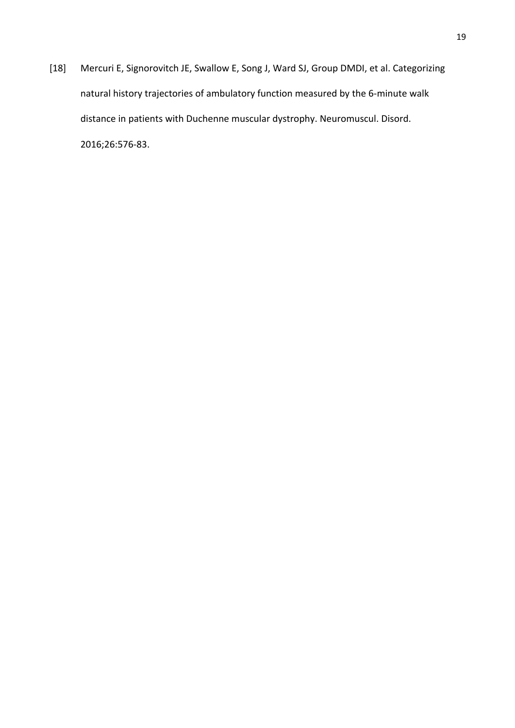[18] Mercuri E, Signorovitch JE, Swallow E, Song J, Ward SJ, Group DMDI, et al. Categorizing natural history trajectories of ambulatory function measured by the 6-minute walk distance in patients with Duchenne muscular dystrophy. Neuromuscul. Disord. 2016;26:576-83.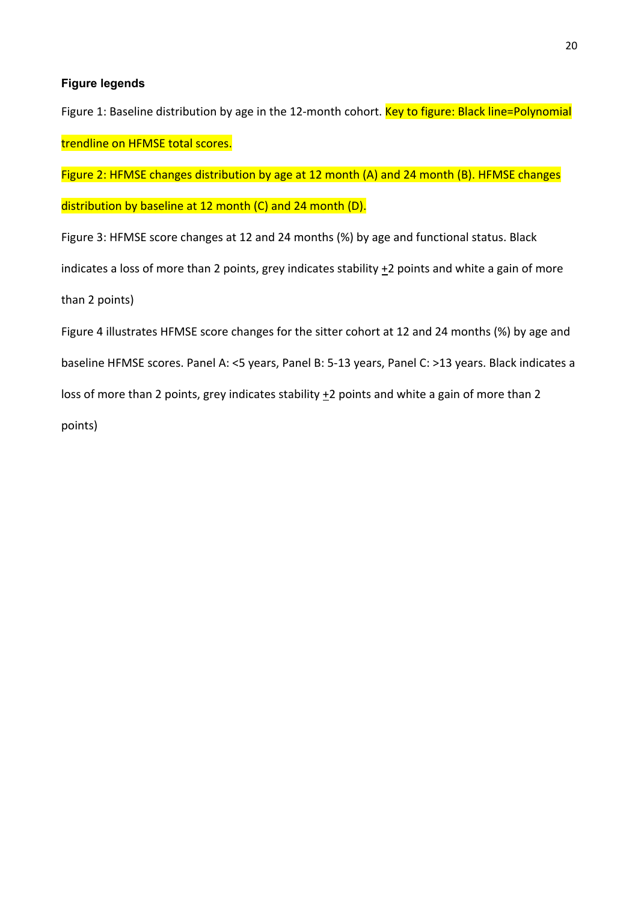**Figure legends**

Figure 1: Baseline distribution by age in the 12-month cohort. Key to figure: Black line=Polynomial trendline on HFMSE total scores.

Figure 2: HFMSE changes distribution by age at 12 month (A) and 24 month (B). HFMSE changes distribution by baseline at 12 month (C) and 24 month (D).

Figure 3: HFMSE score changes at 12 and 24 months (%) by age and functional status. Black indicates a loss of more than 2 points, grey indicates stability ±2 points and white a gain of more than 2 points)

Figure 4 illustrates HFMSE score changes for the sitter cohort at 12 and 24 months (%) by age and baseline HFMSE scores. Panel A: <5 years, Panel B: 5-13 years, Panel C: >13 years. Black indicates a loss of more than 2 points, grey indicates stability ±2 points and white a gain of more than 2 points)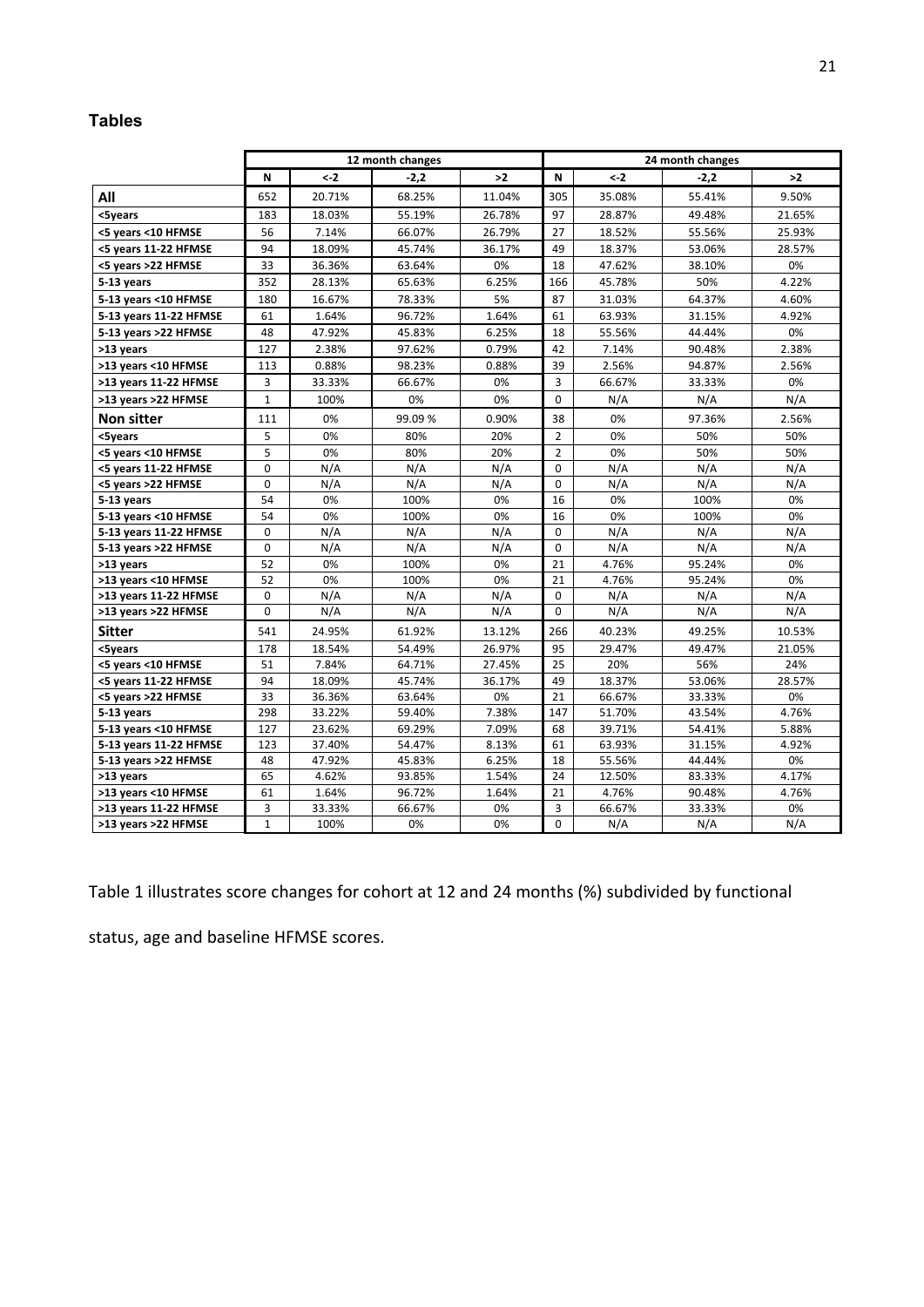## Tables

| | 12 month changes | | | | 24 month changes | | | |
|---|---|---|---|---|---|---|---|---|
| | N | <-2 | -2,2 | >2 | N | <-2 | -2,2 | >2 |
| **All** | 652 | 20.71% | 68.25% | 11.04% | 305 | 35.08% | 55.41% | 9.50% |
| **<5years** | 183 | 18.03% | 55.19% | 26.78% | 97 | 28.87% | 49.48% | 21.65% |
| **<5 years <10 HFMSE** | 56 | 7.14% | 66.07% | 26.79% | 27 | 18.52% | 55.56% | 25.93% |
| **<5 years 11-22 HFMSE** | 94 | 18.09% | 45.74% | 36.17% | 49 | 18.37% | 53.06% | 28.57% |
| **<5 years >22 HFMSE** | 33 | 36.36% | 63.64% | 0% | 18 | 47.62% | 38.10% | 0% |
| **5-13 years** | 352 | 28.13% | 65.63% | 6.25% | 166 | 45.78% | 50% | 4.22% |
| **5-13 years <10 HFMSE** | 180 | 16.67% | 78.33% | 5% | 87 | 31.03% | 64.37% | 4.60% |
| **5-13 years 11-22 HFMSE** | 61 | 1.64% | 96.72% | 1.64% | 61 | 63.93% | 31.15% | 4.92% |
| **5-13 years >22 HFMSE** | 48 | 47.92% | 45.83% | 6.25% | 18 | 55.56% | 44.44% | 0% |
| **>13 years** | 127 | 2.38% | 97.62% | 0.79% | 42 | 7.14% | 90.48% | 2.38% |
| **>13 years <10 HFMSE** | 113 | 0.88% | 98.23% | 0.88% | 39 | 2.56% | 94.87% | 2.56% |
| **>13 years 11-22 HFMSE** | 3 | 33.33% | 66.67% | 0% | 3 | 66.67% | 33.33% | 0% |
| **>13 years >22 HFMSE** | 1 | 100% | 0% | 0% | 0 | N/A | N/A | N/A |
| **Non sitter** | 111 | 0% | 99.09 % | 0.90% | 38 | 0% | 97.36% | 2.56% |
| **<5years** | 5 | 0% | 80% | 20% | 2 | 0% | 50% | 50% |
| **<5 years <10 HFMSE** | 5 | 0% | 80% | 20% | 2 | 0% | 50% | 50% |
| **<5 years 11-22 HFMSE** | 0 | N/A | N/A | N/A | 0 | N/A | N/A | N/A |
| **<5 years >22 HFMSE** | 0 | N/A | N/A | N/A | 0 | N/A | N/A | N/A |
| **5-13 years** | 54 | 0% | 100% | 0% | 16 | 0% | 100% | 0% |
| **5-13 years <10 HFMSE** | 54 | 0% | 100% | 0% | 16 | 0% | 100% | 0% |
| **5-13 years 11-22 HFMSE** | 0 | N/A | N/A | N/A | 0 | N/A | N/A | N/A |
| **5-13 years >22 HFMSE** | 0 | N/A | N/A | N/A | 0 | N/A | N/A | N/A |
| **>13 years** | 52 | 0% | 100% | 0% | 21 | 4.76% | 95.24% | 0% |
| **>13 years <10 HFMSE** | 52 | 0% | 100% | 0% | 21 | 4.76% | 95.24% | 0% |
| **>13 years 11-22 HFMSE** | 0 | N/A | N/A | N/A | 0 | N/A | N/A | N/A |
| **>13 years >22 HFMSE** | 0 | N/A | N/A | N/A | 0 | N/A | N/A | N/A |
| **Sitter** | 541 | 24.95% | 61.92% | 13.12% | 266 | 40.23% | 49.25% | 10.53% |
| **<5years** | 178 | 18.54% | 54.49% | 26.97% | 95 | 29.47% | 49.47% | 21.05% |
| **<5 years <10 HFMSE** | 51 | 7.84% | 64.71% | 27.45% | 25 | 20% | 56% | 24% |
| **<5 years 11-22 HFMSE** | 94 | 18.09% | 45.74% | 36.17% | 49 | 18.37% | 53.06% | 28.57% |
| **<5 years >22 HFMSE** | 33 | 36.36% | 63.64% | 0% | 21 | 66.67% | 33.33% | 0% |
| **5-13 years** | 298 | 33.22% | 59.40% | 7.38% | 147 | 51.70% | 43.54% | 4.76% |
| **5-13 years <10 HFMSE** | 127 | 23.62% | 69.29% | 7.09% | 68 | 39.71% | 54.41% | 5.88% |
| **5-13 years 11-22 HFMSE** | 123 | 37.40% | 54.47% | 8.13% | 61 | 63.93% | 31.15% | 4.92% |
| **5-13 years >22 HFMSE** | 48 | 47.92% | 45.83% | 6.25% | 18 | 55.56% | 44.44% | 0% |
| **>13 years** | 65 | 4.62% | 93.85% | 1.54% | 24 | 12.50% | 83.33% | 4.17% |
| **>13 years <10 HFMSE** | 61 | 1.64% | 96.72% | 1.64% | 21 | 4.76% | 90.48% | 4.76% |
| **>13 years 11-22 HFMSE** | 3 | 33.33% | 66.67% | 0% | 3 | 66.67% | 33.33% | 0% |
| **>13 years >22 HFMSE** | 1 | 100% | 0% | 0% | 0 | N/A | N/A | N/A |

Table 1 illustrates score changes for cohort at 12 and 24 months (%) subdivided by functional status, age and baseline HFMSE scores.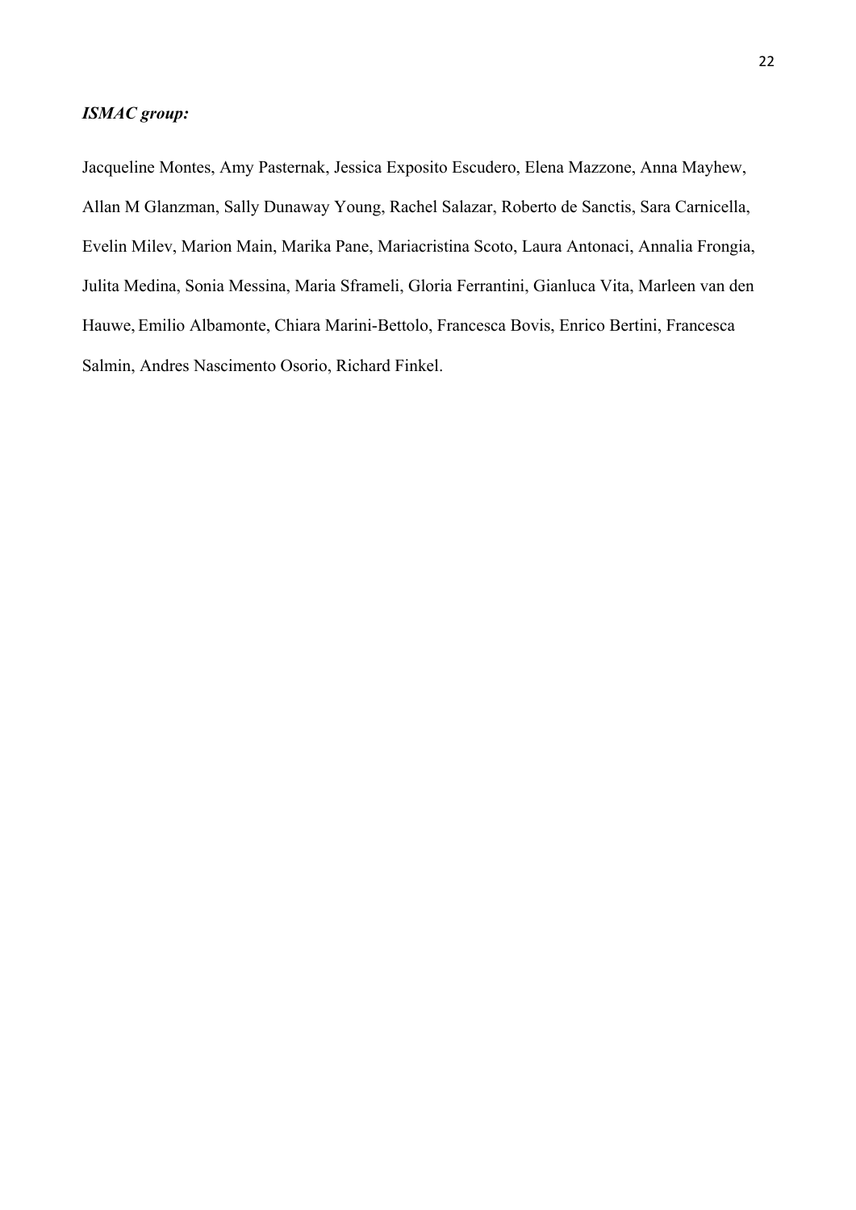***ISMAC group:***

Jacqueline Montes, Amy Pasternak, Jessica Exposito Escudero, Elena Mazzone, Anna Mayhew, Allan M Glanzman, Sally Dunaway Young, Rachel Salazar, Roberto de Sanctis, Sara Carnicella, Evelin Milev, Marion Main, Marika Pane, Mariacristina Scoto, Laura Antonaci, Annalia Frongia, Julita Medina, Sonia Messina, Maria Sframeli, Gloria Ferrantini, Gianluca Vita, Marleen van den Hauwe, Emilio Albamonte, Chiara Marini-Bettolo, Francesca Bovis, Enrico Bertini, Francesca Salmin, Andres Nascimento Osorio, Richard Finkel.